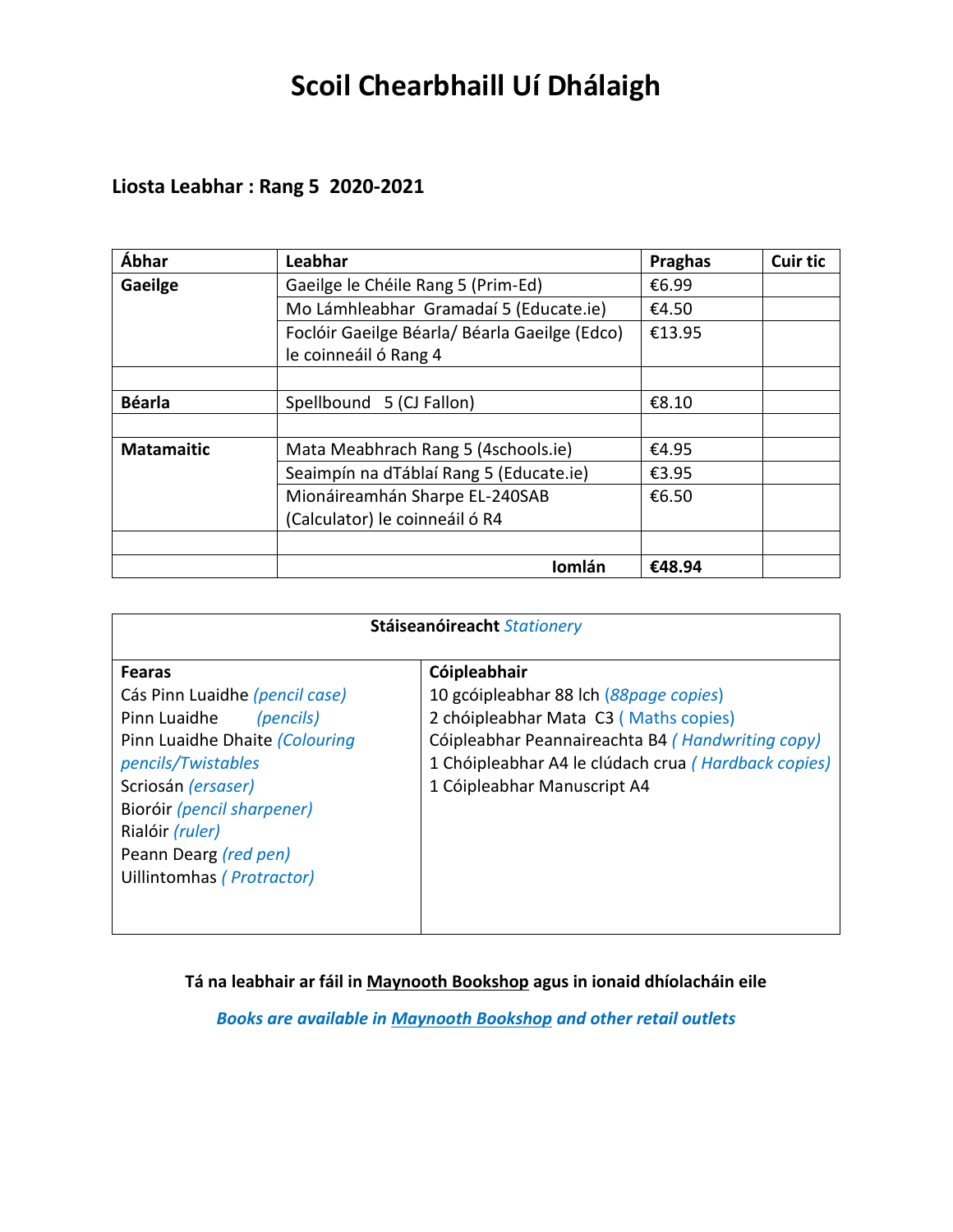# Scoil Chearbhaill Uí Dhálaigh

## Liosta Leabhar : Rang 5 2020-2021

| Ábhar | Leabhar | Praghas | Cuir tic |
|---|---|---|---|
| **Gaeilge** | Gaeilge le Chéile Rang 5 (Prim-Ed) | €6.99 | |
| | Mo Lámhleabhar Gramadaí 5 (Educate.ie) | €4.50 | |
| | Foclóir Gaeilge Béarla/ Béarla Gaeilge (Edco) le coinneáil ó Rang 4 | €13.95 | |
| | | | |
| **Béarla** | Spellbound 5 (CJ Fallon) | €8.10 | |
| | | | |
| **Matamaitic** | Mata Meabhrach Rang 5 (4schools.ie) | €4.95 | |
| | Seaimpín na dTáblaí Rang 5 (Educate.ie) | €3.95 | |
| | Mionáireamhán Sharpe EL-240SAB (Calculator) le coinneáil ó R4 | €6.50 | |
| | | | |
| | **Iomlán** | **€48.94** | |

| **Stáiseanóireacht** *Stationery* | |
|---|---|
| **Fearas** | **Cóipleabhair** |
| Cás Pinn Luaidhe *(pencil case)* | 10 gcóipleabhar 88 lch *(88page copies)* |
| Pinn Luaidhe *(pencils)* | 2 chóipleabhar Mata C3 ( Maths copies) |
| Pinn Luaidhe Dhaite *(Colouring pencils/Twistables* | Cóipleabhar Peannaireachta B4 *( Handwriting copy)* |
| Scriosán *(ersaser)* | 1 Chóipleabhar A4 le clúdach crua *( Hardback copies)* |
| Bioróir *(pencil sharpener)* | 1 Cóipleabhar Manuscript A4 |
| Rialóir *(ruler)* | |
| Peann Dearg *(red pen)* | |
| Uillintomhas *( Protractor)* | |

**Tá na leabhair ar fáil in Maynooth Bookshop agus in ionaid dhíolacháin eile**

***Books are available in Maynooth Bookshop and other retail outlets***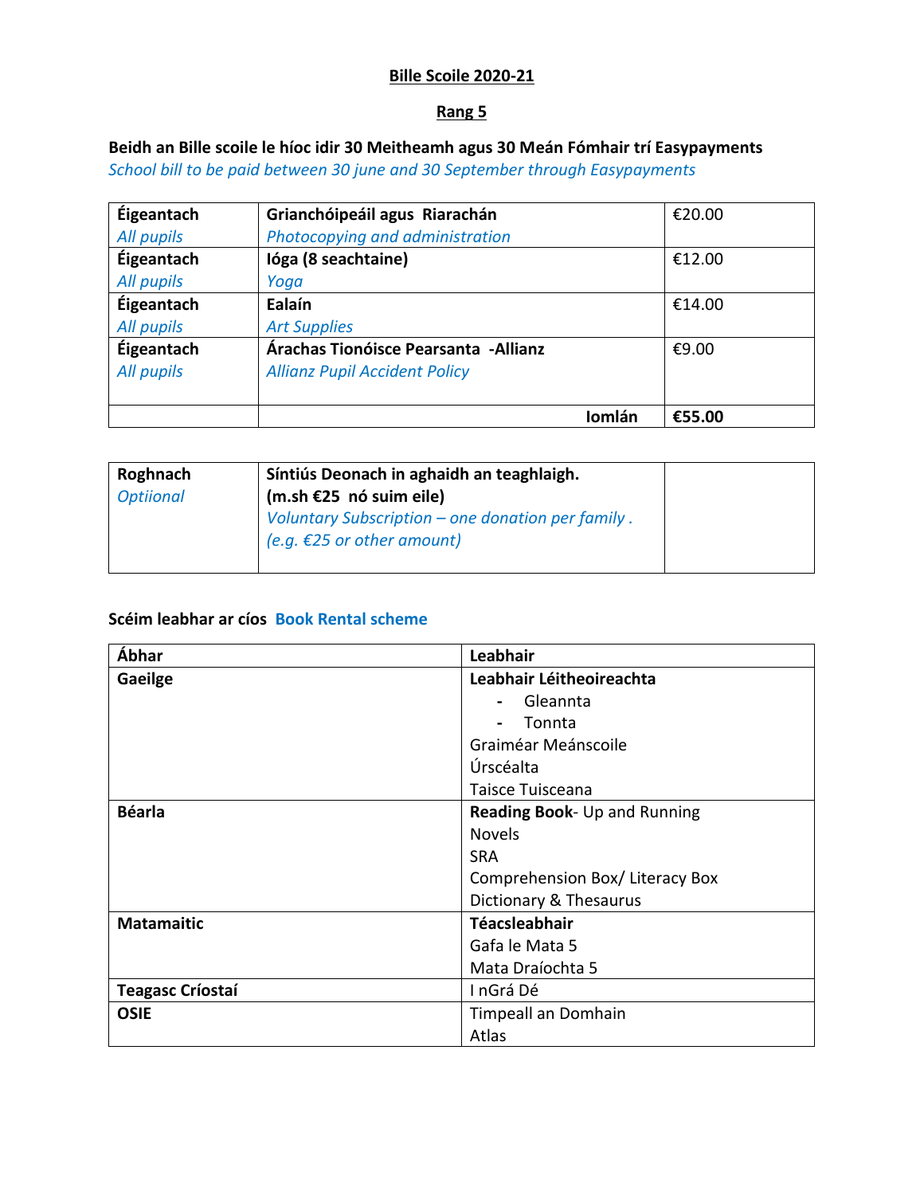**Bille Scoile 2020-21**

**Rang 5**

**Beidh an Bille scoile le híoc idir 30 Meitheamh agus 30 Meán Fómhair trí Easypayments**
*School bill to be paid between 30 june and 30 September through Easypayments*

| | | |
|---|---|---|
| **Éigeantach** *All pupils* | **Grianchóipeáil agus Riarachán** *Photocopying and administration* | €20.00 |
| **Éigeantach** *All pupils* | **Ióga (8 seachtaine)** *Yoga* | €12.00 |
| **Éigeantach** *All pupils* | **Ealaín** *Art Supplies* | €14.00 |
| **Éigeantach** *All pupils* | **Árachas Tionóisce Pearsanta -Allianz** *Allianz Pupil Accident Policy* | €9.00 |
| | **Iomlán** | **€55.00** |

| | | |
|---|---|---|
| **Roghnach** *Optiional* | **Síntiús Deonach in aghaidh an teaghlaigh. (m.sh €25 nó suim eile)** *Voluntary Subscription – one donation per family . (e.g. €25 or other amount)* | |

**Scéim leabhar ar cíos Book Rental scheme**

| **Ábhar** | **Leabhair** |
|---|---|
| **Gaeilge** | **Leabhair Léitheoireachta**<br>- Gleannta<br>- Tonnta<br>Graiméar Meánscoile<br>Úrscéalta<br>Taisce Tuisceana |
| **Béarla** | **Reading Book**- Up and Running<br>Novels<br>SRA<br>Comprehension Box/ Literacy Box<br>Dictionary & Thesaurus |
| **Matamaitic** | **Téacsleabhair**<br>Gafa le Mata 5<br>Mata Draíochta 5 |
| **Teagasc Críostaí** | I nGrá Dé |
| **OSIE** | Timpeall an Domhain<br>Atlas |